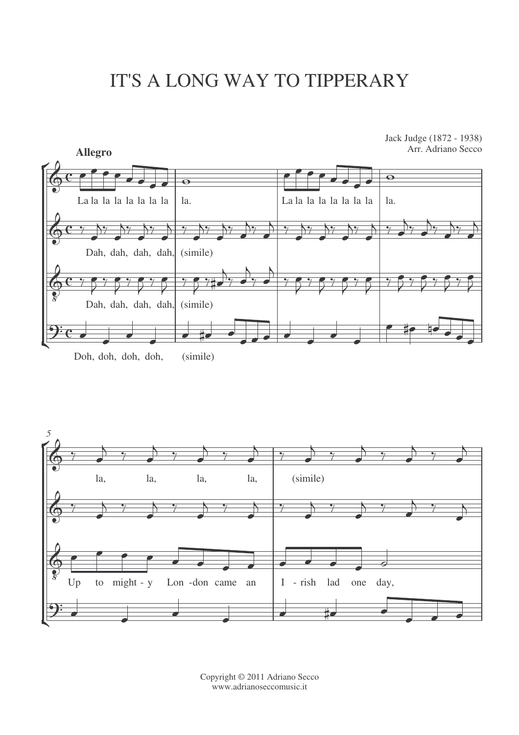# IT'S A LONG WAY TO TIPPERARY

Jack Judge (1872 - 1938)
Arr. Adriano Secco

**Allegro**

La la la la la la la la | la. | La la la la la la la la | la.

Dah, dah, dah, dah, (simile)

Dah, dah, dah, dah, (simile)

Doh, doh, doh, doh, (simile)

5

la, la, la, la, (simile)

Up to might - y Lon -don came an I - rish lad one day,

Copyright © 2011 Adriano Secco
www.adrianoseccomusic.it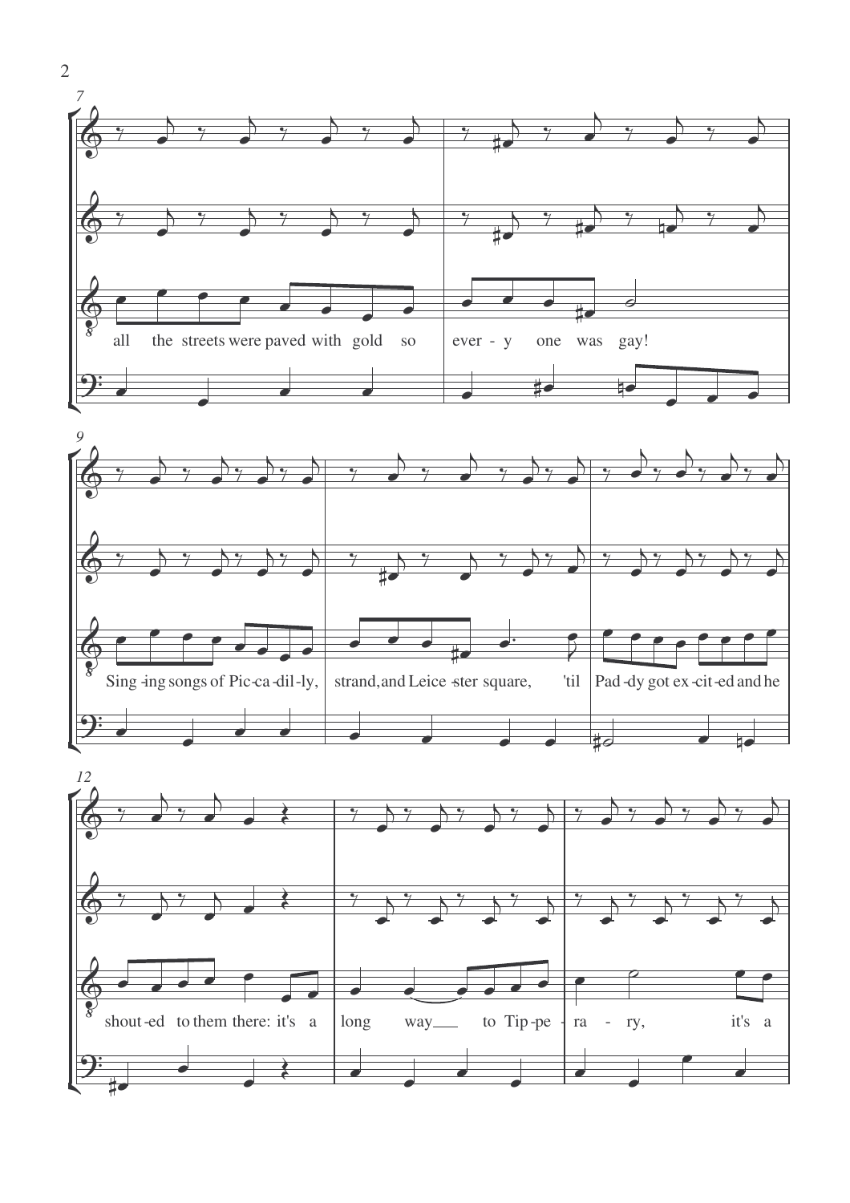all the streets were paved with gold so every - y one was gay!

Sing-ing songs of Pic-ca-dil-ly, strand, and Leice-ster square, 'til Pad-dy got ex-cit-ed and he

shout-ed to them there: it's a long way to Tip-pe - ra - ry, it's a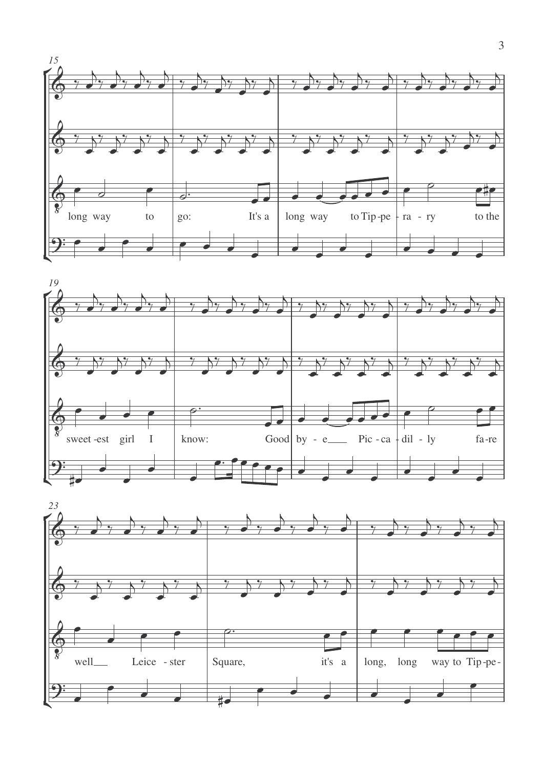15

long way to go: It's a long way to Tip-pe - ra - ry to the

19

sweet-est girl I know: Good by - e___ Pic - ca - dil - ly fa-re

23

well___ Leice - ster Square, it's a long, long way to Tip-pe-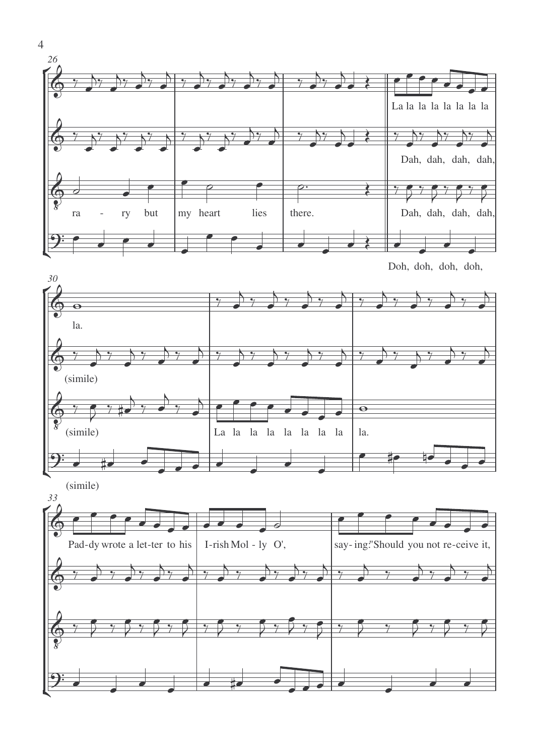La la la la la la la la

Dah, dah, dah, dah,

ra - ry but my heart lies there.

Dah, dah, dah, dah,

Doh, doh, doh, doh,

la.

(simile)

(simile)

La la la la la la la la la.

(simile)

Pad-dy wrote a let-ter to his I-rish Mol - ly O', say- ing:"Should you not re-ceive it,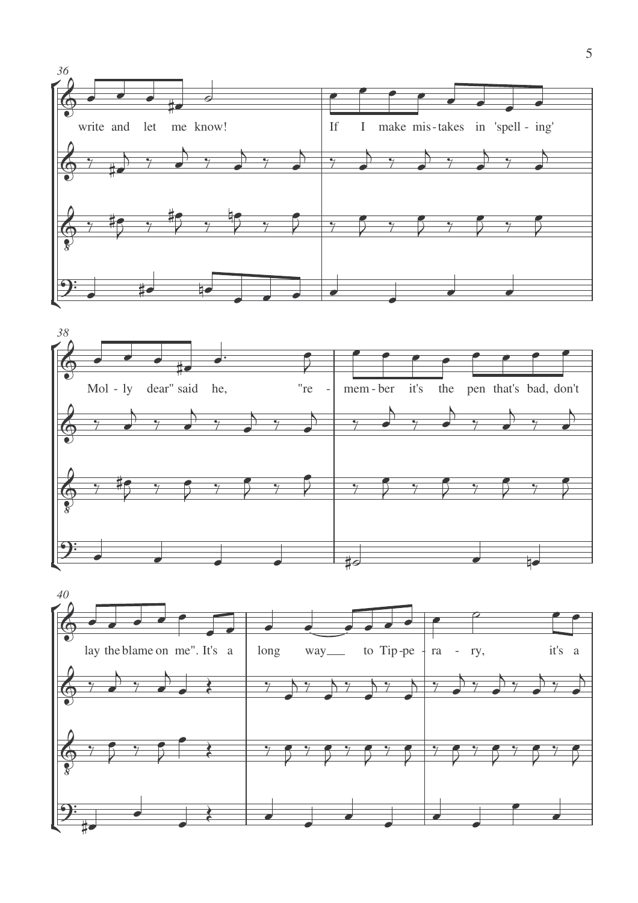36

write and let me know! If I make mis-takes in 'spell - ing'

38

Mol - ly dear" said he, "re - mem - ber it's the pen that's bad, don't

40

lay the blame on me". It's a long way___ to Tip-pe - ra - ry, it's a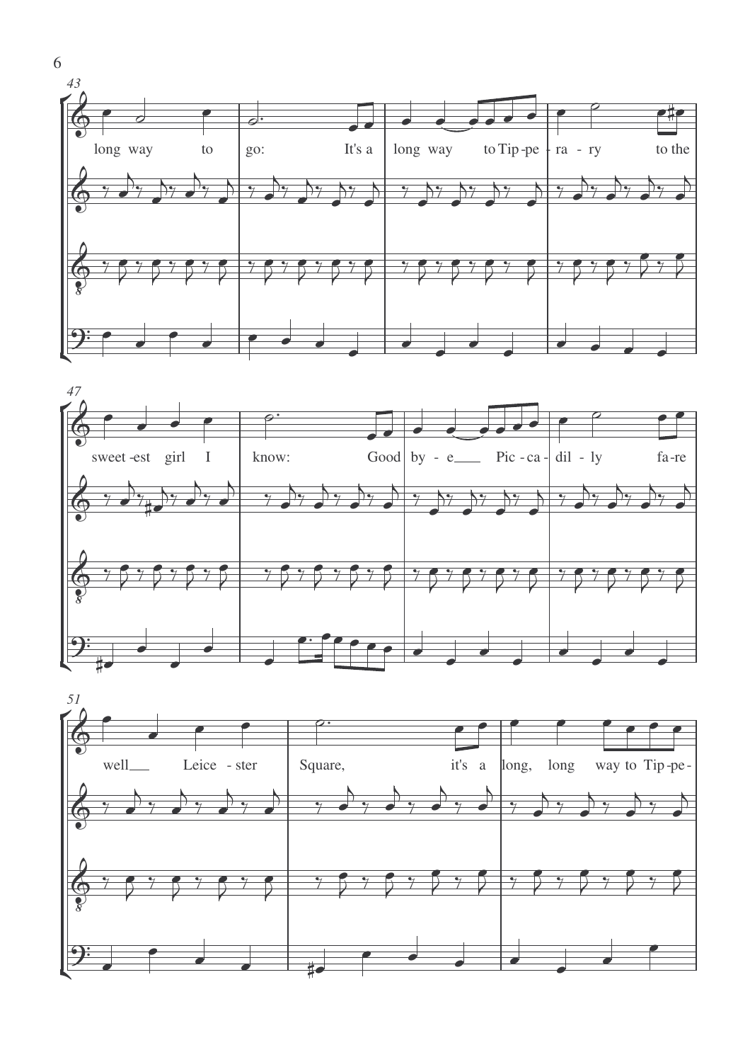43

long way to go: It's a long way to Tip - pe - ra - ry to the

47

sweet - est girl I know: Good by - e Pic - ca - dil - ly fa - re

51

well Leice - ster Square, it's a long, long way to Tip - pe -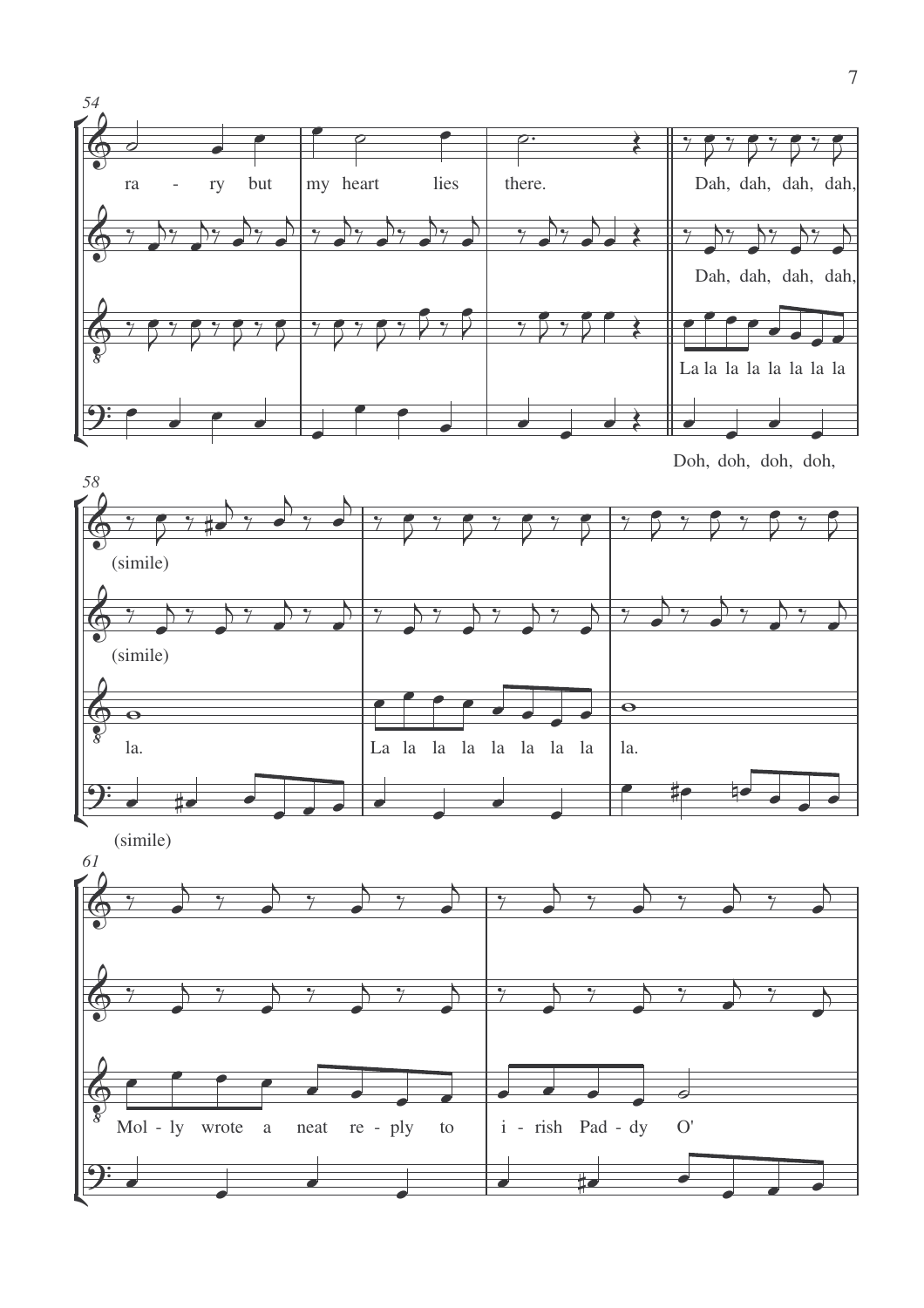54

ra - ry but my heart lies there.

Dah, dah, dah, dah,

Dah, dah, dah, dah,

La la la la la la la la

Doh, doh, doh, doh,

58

(simile)

(simile)

la. La la la la la la la la la.

(simile)

61

Mol - ly wrote a neat re - ply to i - rish Pad - dy O'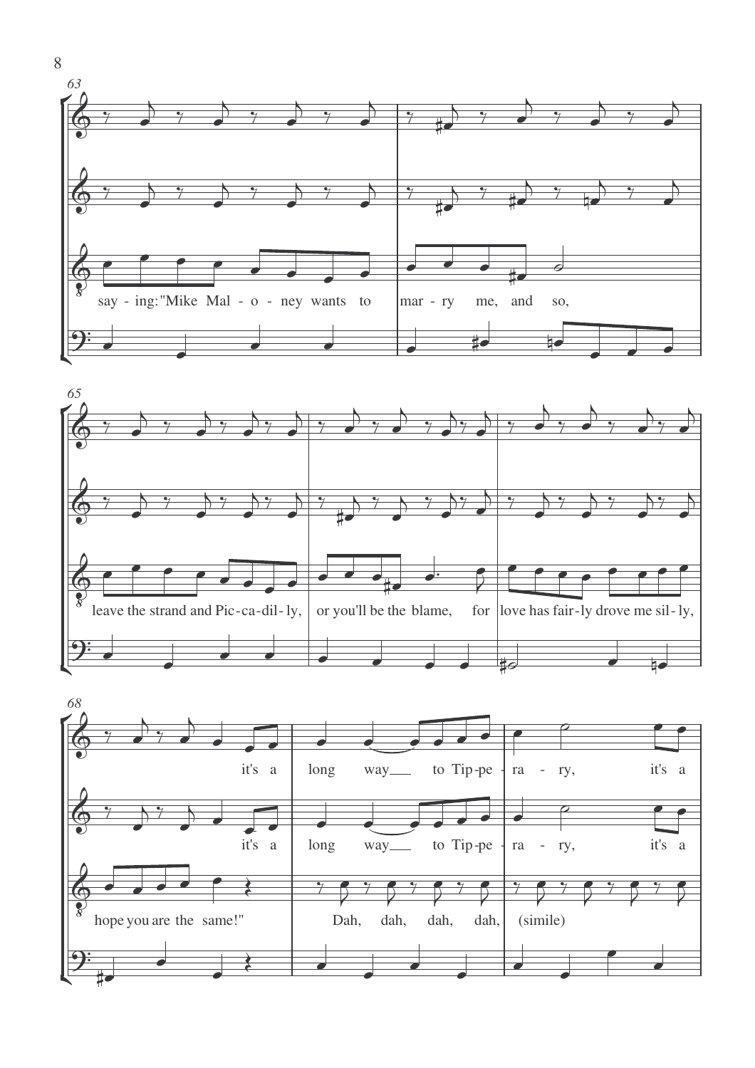63

say - ing: "Mike Mal - o - ney wants to mar - ry me, and so,

65

leave the strand and Pic - ca - dil - ly, or you'll be the blame, for love has fair - ly drove me sil - ly,

68

it's a long way___ to Tip - pe - ra - ry, it's a

it's a long way___ to Tip - pe - ra - ry, it's a

hope you are the same!" Dah, dah, dah, dah, (simile)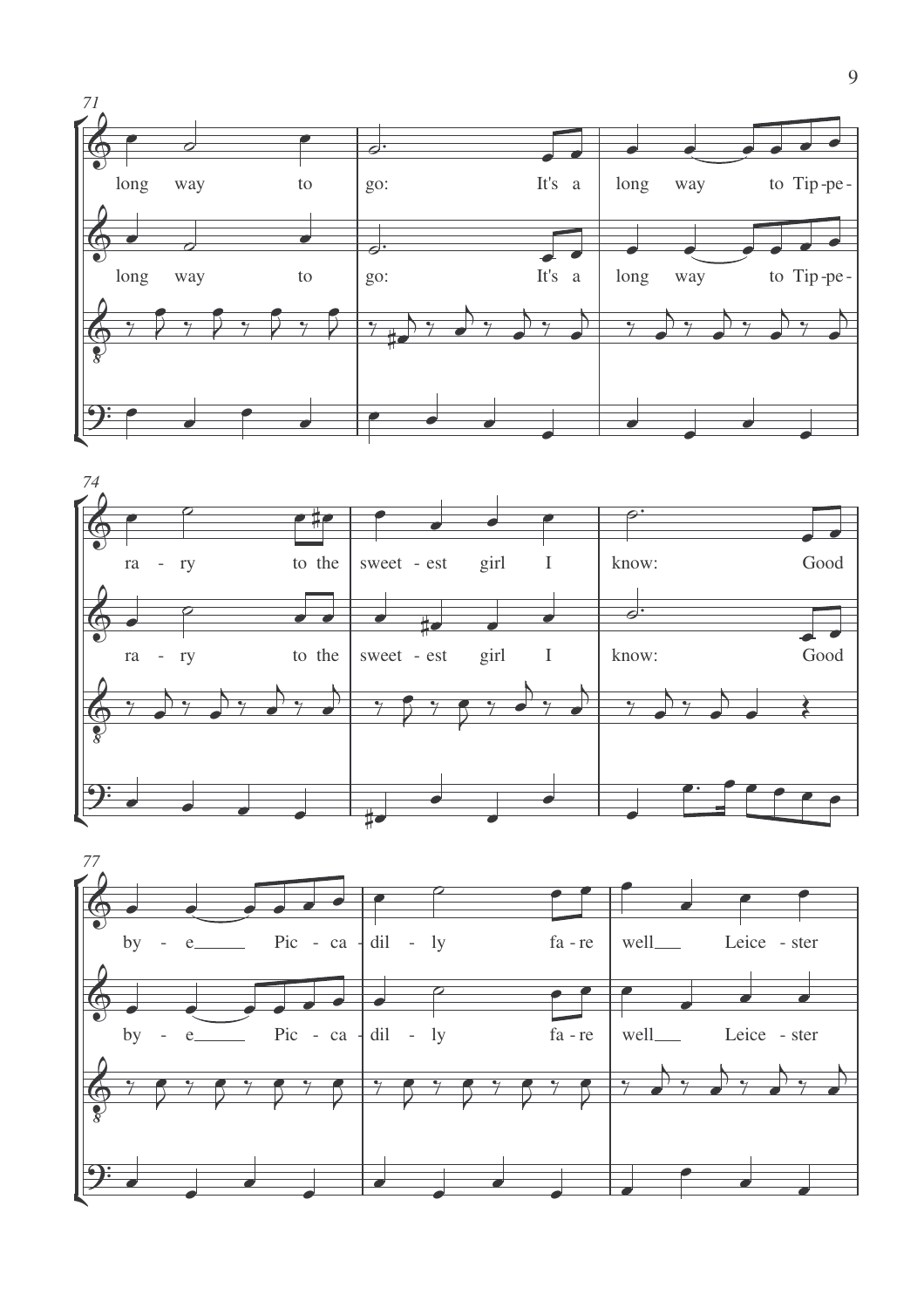71

long way to go: It's a long way to Tip-pe-

long way to go: It's a long way to Tip-pe-

74

ra - ry to the sweet - est girl I know: Good

ra - ry to the sweet - est girl I know: Good

77

by - e Pic - ca - dil - ly fa - re well Leice - ster

by - e Pic - ca - dil - ly fa - re well Leice - ster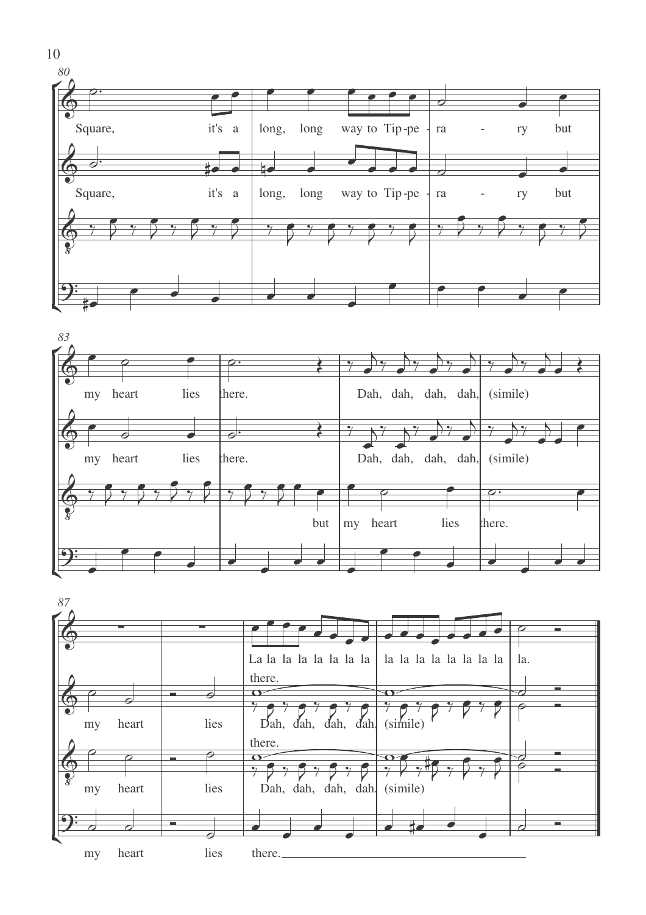Square, it's a long, long way to Tip-pe-ra - ry but

Square, it's a long, long way to Tip-pe-ra - ry but

my heart lies there. Dah, dah, dah, dah, (simile)

my heart lies there. Dah, dah, dah, dah, (simile)

but my heart lies there.

La la la la la la la la la la la la la la la la la.

my heart lies there. Dah, dah, dah, dah, (simile)

my heart lies there. Dah, dah, dah, dah, (simile)

my heart lies there.